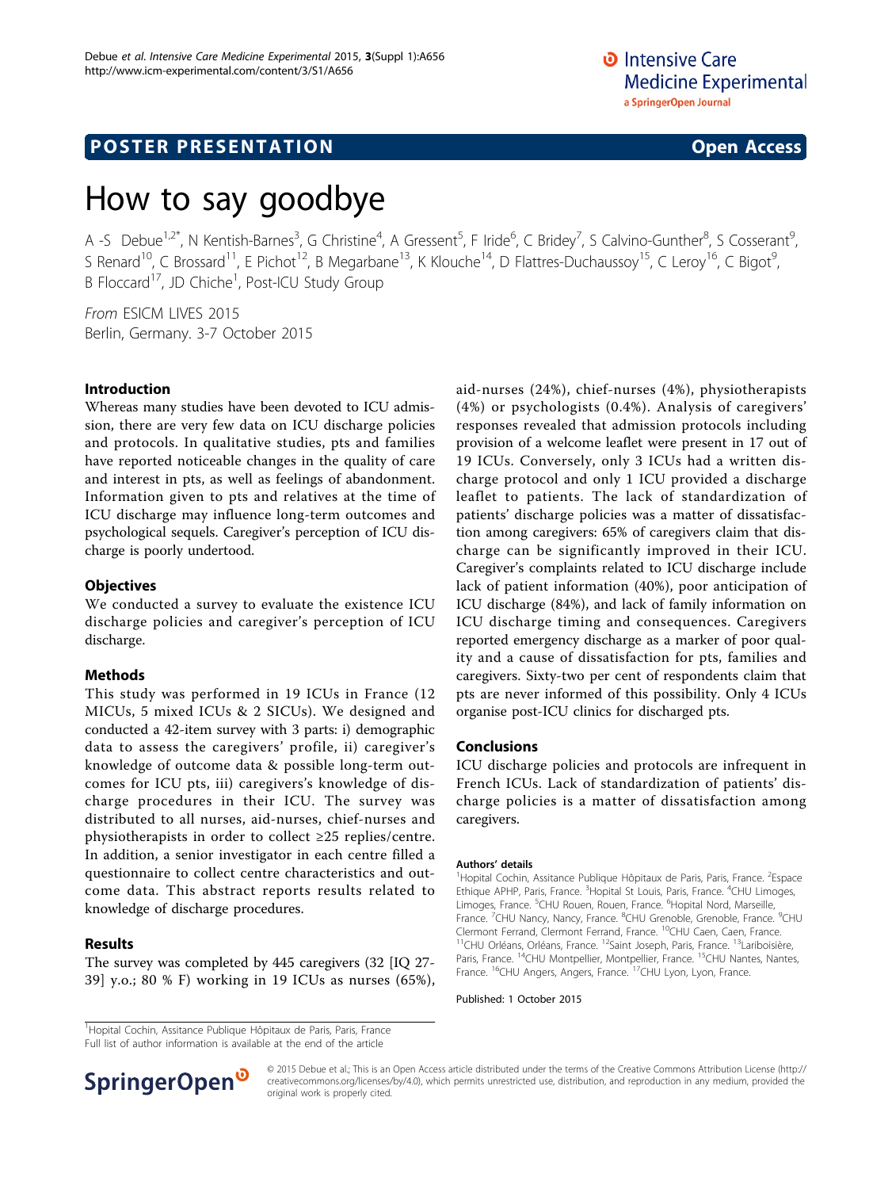POSTER PRESENTATION **Open Access**

# How to say goodbye

A -S Debue[1,2*], N Kentish-Barnes[3], G Christine[4], A Gressent[5], F Iride[6], C Bridey[7], S Calvino-Gunther[8], S Cosserant[9], S Renard[10], C Brossard[11], E Pichot[12], B Megarbane[13], K Klouche[14], D Flattres-Duchaussoy[15], C Leroy[16], C Bigot[9], B Floccard[17], JD Chiche[1], Post-ICU Study Group

*From* ESICM LIVES 2015
Berlin, Germany. 3-7 October 2015

## Introduction

Whereas many studies have been devoted to ICU admission, there are very few data on ICU discharge policies and protocols. In qualitative studies, pts and families have reported noticeable changes in the quality of care and interest in pts, as well as feelings of abandonment. Information given to pts and relatives at the time of ICU discharge may influence long-term outcomes and psychological sequels. Caregiver's perception of ICU discharge is poorly undertood.

## Objectives

We conducted a survey to evaluate the existence ICU discharge policies and caregiver's perception of ICU discharge.

## Methods

This study was performed in 19 ICUs in France (12 MICUs, 5 mixed ICUs & 2 SICUs). We designed and conducted a 42-item survey with 3 parts: i) demographic data to assess the caregivers' profile, ii) caregiver's knowledge of outcome data & possible long-term outcomes for ICU pts, iii) caregivers's knowledge of discharge procedures in their ICU. The survey was distributed to all nurses, aid-nurses, chief-nurses and physiotherapists in order to collect ≥25 replies/centre. In addition, a senior investigator in each centre filled a questionnaire to collect centre characteristics and outcome data. This abstract reports results related to knowledge of discharge procedures.

## Results

The survey was completed by 445 caregivers (32 [IQ 27-39] y.o.; 80 % F) working in 19 ICUs as nurses (65%), aid-nurses (24%), chief-nurses (4%), physiotherapists (4%) or psychologists (0.4%). Analysis of caregivers' responses revealed that admission protocols including provision of a welcome leaflet were present in 17 out of 19 ICUs. Conversely, only 3 ICUs had a written discharge protocol and only 1 ICU provided a discharge leaflet to patients. The lack of standardization of patients' discharge policies was a matter of dissatisfaction among caregivers: 65% of caregivers claim that discharge can be significantly improved in their ICU. Caregiver's complaints related to ICU discharge include lack of patient information (40%), poor anticipation of ICU discharge (84%), and lack of family information on ICU discharge timing and consequences. Caregivers reported emergency discharge as a marker of poor quality and a cause of dissatisfaction for pts, families and caregivers. Sixty-two per cent of respondents claim that pts are never informed of this possibility. Only 4 ICUs organise post-ICU clinics for discharged pts.

## Conclusions

ICU discharge policies and protocols are infrequent in French ICUs. Lack of standardization of patients' discharge policies is a matter of dissatisfaction among caregivers.

### Authors' details

[1]Hopital Cochin, Assitance Publique Hôpitaux de Paris, Paris, France. [2]Espace Ethique APHP, Paris, France. [3]Hopital St Louis, Paris, France. [4]CHU Limoges, Limoges, France. [5]CHU Rouen, Rouen, France. [6]Hopital Nord, Marseille, France. [7]CHU Nancy, Nancy, France. [8]CHU Grenoble, Grenoble, France. [9]CHU Clermont Ferrand, Clermont Ferrand, France. [10]CHU Caen, Caen, France. [11]CHU Orléans, Orléans, France. [12]Saint Joseph, Paris, France. [13]Lariboisière, Paris, France. [14]CHU Montpellier, Montpellier, France. [15]CHU Nantes, Nantes, France. [16]CHU Angers, Angers, France. [17]CHU Lyon, Lyon, France.

Published: 1 October 2015

[1]Hopital Cochin, Assitance Publique Hôpitaux de Paris, Paris, France
Full list of author information is available at the end of the article

© 2015 Debue et al.; This is an Open Access article distributed under the terms of the Creative Commons Attribution License (http://creativecommons.org/licenses/by/4.0), which permits unrestricted use, distribution, and reproduction in any medium, provided the original work is properly cited.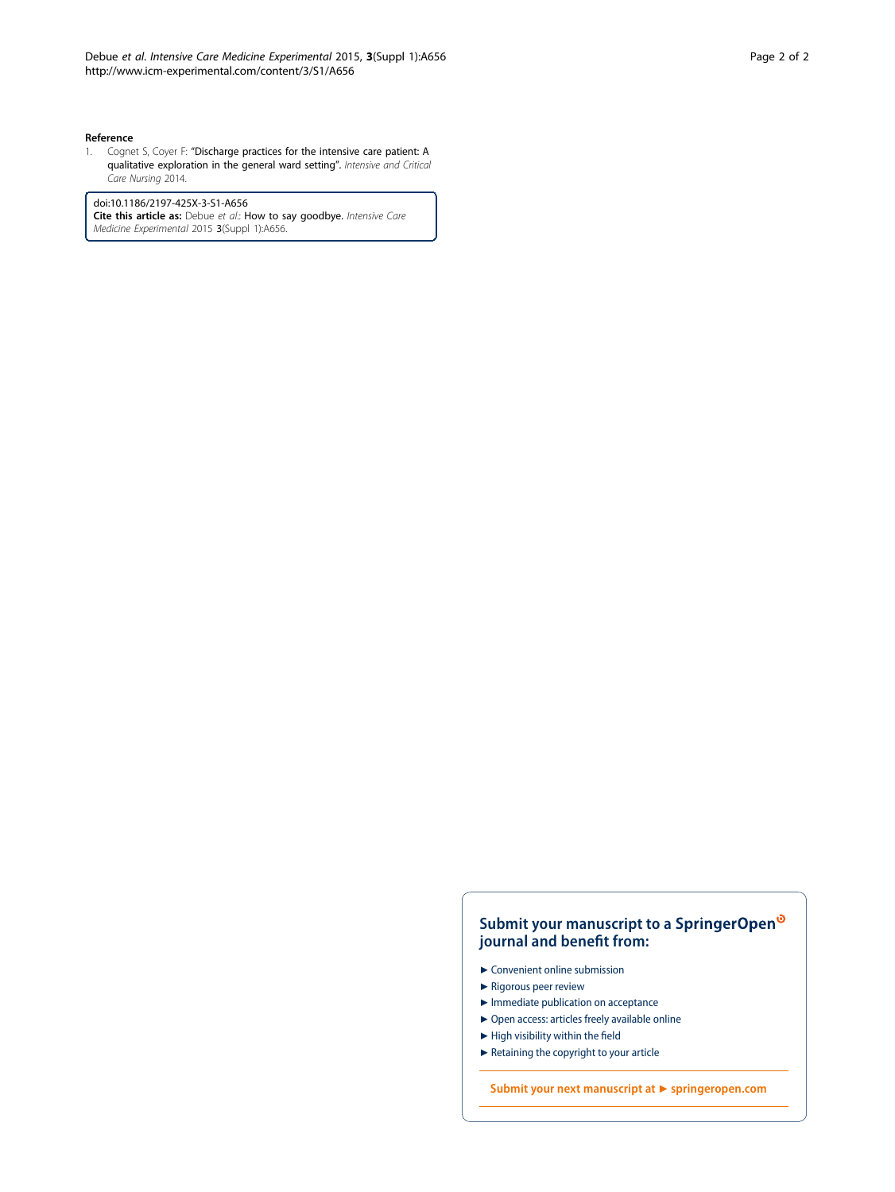#### Reference

1. Cognet S, Coyer F: "Discharge practices for the intensive care patient: A qualitative exploration in the general ward setting". *Intensive and Critical Care Nursing* 2014.

doi:10.1186/2197-425X-3-S1-A656
**Cite this article as:** Debue *et al.*: How to say goodbye. *Intensive Care Medicine Experimental* 2015 **3**(Suppl 1):A656.

**Submit your manuscript to a SpringerOpen journal and benefit from:**

- ► Convenient online submission
- ► Rigorous peer review
- ► Immediate publication on acceptance
- ► Open access: articles freely available online
- ► High visibility within the field
- ► Retaining the copyright to your article

**Submit your next manuscript at ► springeropen.com**